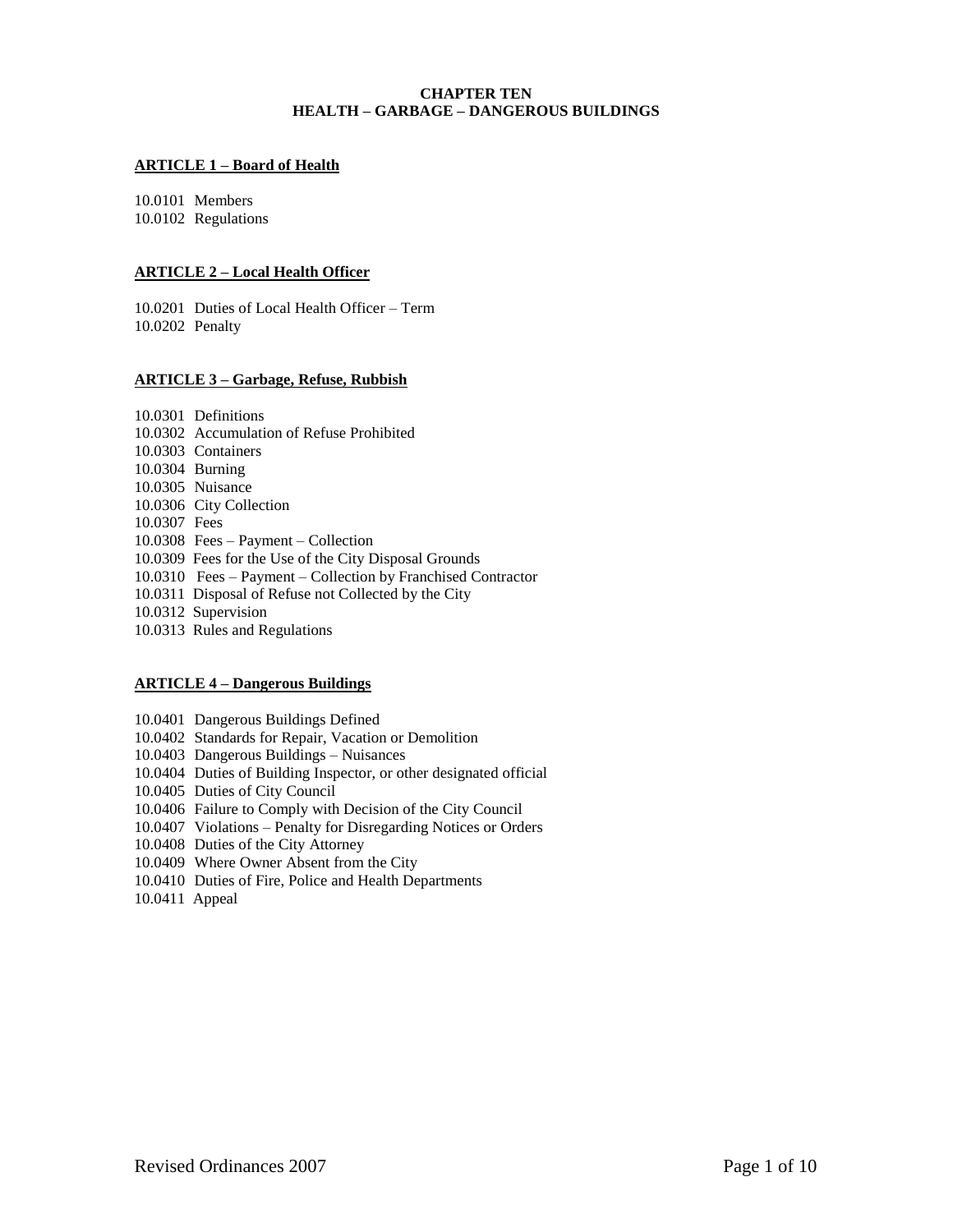# CHAPTER TEN
# HEALTH – GARBAGE – DANGEROUS BUILDINGS

## ARTICLE 1 – Board of Health

10.0101 Members
10.0102 Regulations

## ARTICLE 2 – Local Health Officer

10.0201 Duties of Local Health Officer – Term
10.0202 Penalty

## ARTICLE 3 – Garbage, Refuse, Rubbish

10.0301 Definitions
10.0302 Accumulation of Refuse Prohibited
10.0303 Containers
10.0304 Burning
10.0305 Nuisance
10.0306 City Collection
10.0307 Fees
10.0308 Fees – Payment – Collection
10.0309 Fees for the Use of the City Disposal Grounds
10.0310 Fees – Payment – Collection by Franchised Contractor
10.0311 Disposal of Refuse not Collected by the City
10.0312 Supervision
10.0313 Rules and Regulations

## ARTICLE 4 – Dangerous Buildings

10.0401 Dangerous Buildings Defined
10.0402 Standards for Repair, Vacation or Demolition
10.0403 Dangerous Buildings – Nuisances
10.0404 Duties of Building Inspector, or other designated official
10.0405 Duties of City Council
10.0406 Failure to Comply with Decision of the City Council
10.0407 Violations – Penalty for Disregarding Notices or Orders
10.0408 Duties of the City Attorney
10.0409 Where Owner Absent from the City
10.0410 Duties of Fire, Police and Health Departments
10.0411 Appeal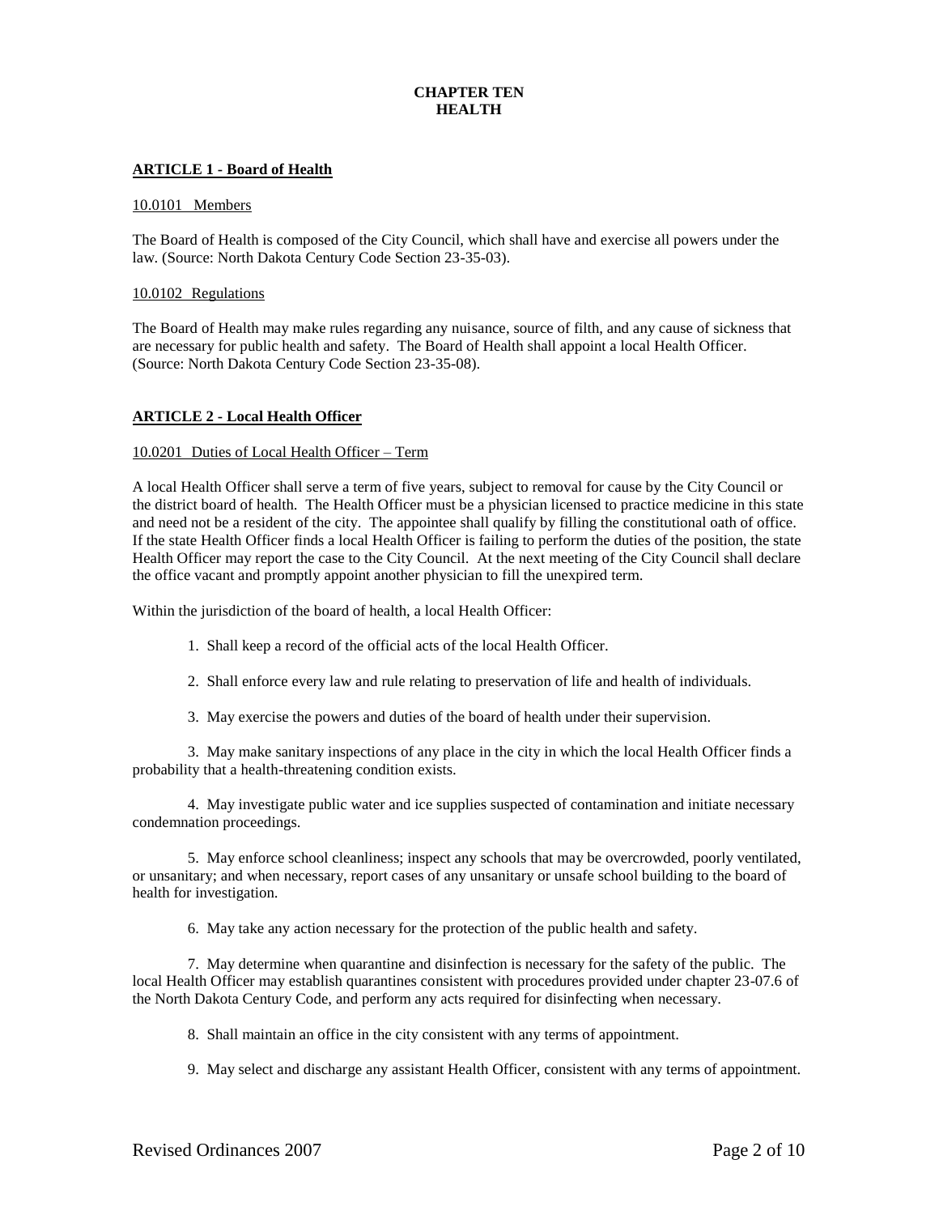# CHAPTER TEN
# HEALTH

## ARTICLE 1 - Board of Health

### 10.0101 Members

The Board of Health is composed of the City Council, which shall have and exercise all powers under the law. (Source: North Dakota Century Code Section 23-35-03).

### 10.0102 Regulations

The Board of Health may make rules regarding any nuisance, source of filth, and any cause of sickness that are necessary for public health and safety. The Board of Health shall appoint a local Health Officer. (Source: North Dakota Century Code Section 23-35-08).

## ARTICLE 2 - Local Health Officer

### 10.0201 Duties of Local Health Officer – Term

A local Health Officer shall serve a term of five years, subject to removal for cause by the City Council or the district board of health. The Health Officer must be a physician licensed to practice medicine in this state and need not be a resident of the city. The appointee shall qualify by filling the constitutional oath of office. If the state Health Officer finds a local Health Officer is failing to perform the duties of the position, the state Health Officer may report the case to the City Council. At the next meeting of the City Council shall declare the office vacant and promptly appoint another physician to fill the unexpired term.

Within the jurisdiction of the board of health, a local Health Officer:

1. Shall keep a record of the official acts of the local Health Officer.

2. Shall enforce every law and rule relating to preservation of life and health of individuals.

3. May exercise the powers and duties of the board of health under their supervision.

3. May make sanitary inspections of any place in the city in which the local Health Officer finds a probability that a health-threatening condition exists.

4. May investigate public water and ice supplies suspected of contamination and initiate necessary condemnation proceedings.

5. May enforce school cleanliness; inspect any schools that may be overcrowded, poorly ventilated, or unsanitary; and when necessary, report cases of any unsanitary or unsafe school building to the board of health for investigation.

6. May take any action necessary for the protection of the public health and safety.

7. May determine when quarantine and disinfection is necessary for the safety of the public. The local Health Officer may establish quarantines consistent with procedures provided under chapter 23-07.6 of the North Dakota Century Code, and perform any acts required for disinfecting when necessary.

8. Shall maintain an office in the city consistent with any terms of appointment.

9. May select and discharge any assistant Health Officer, consistent with any terms of appointment.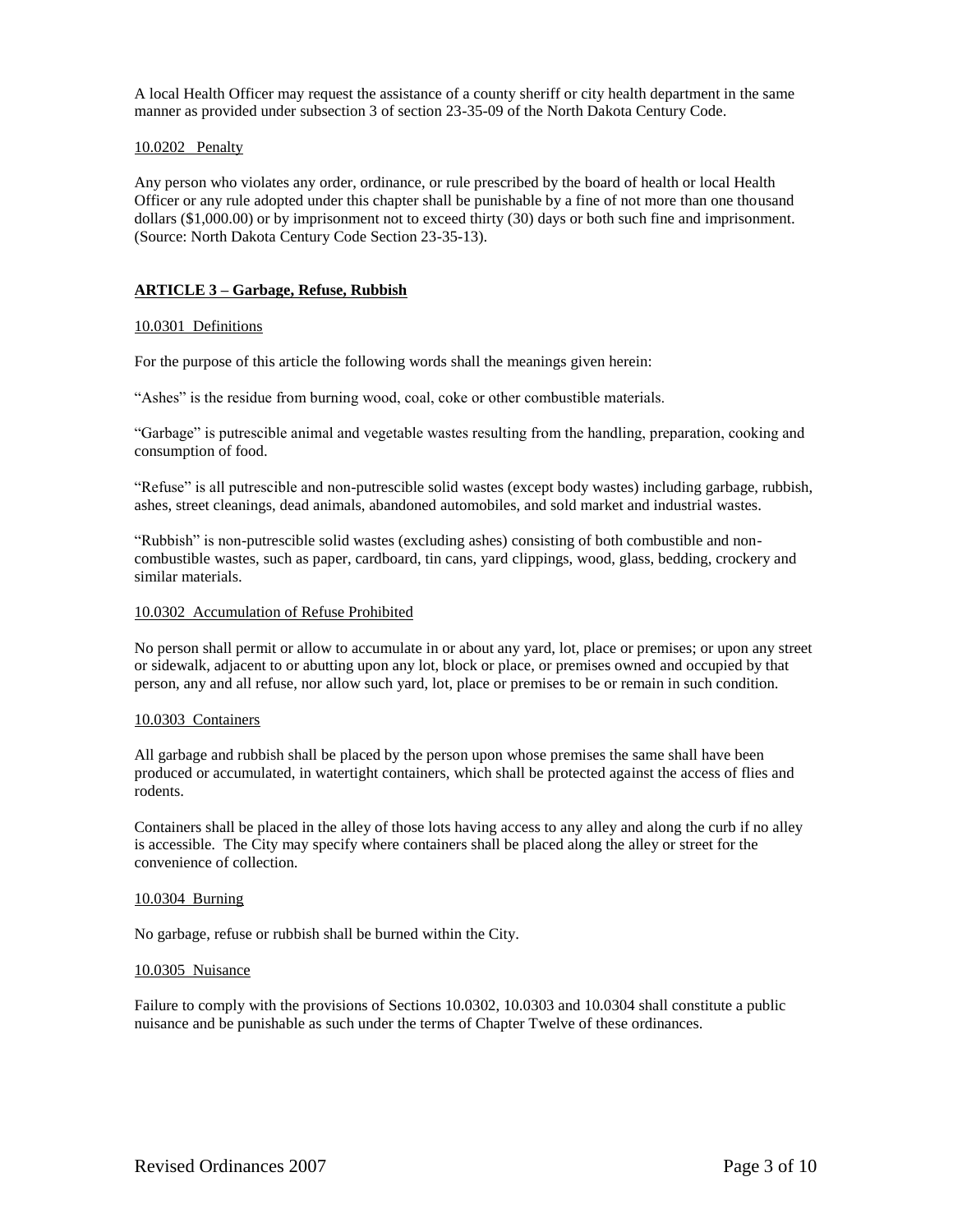A local Health Officer may request the assistance of a county sheriff or city health department in the same manner as provided under subsection 3 of section 23-35-09 of the North Dakota Century Code.

10.0202 Penalty

Any person who violates any order, ordinance, or rule prescribed by the board of health or local Health Officer or any rule adopted under this chapter shall be punishable by a fine of not more than one thousand dollars ($1,000.00) or by imprisonment not to exceed thirty (30) days or both such fine and imprisonment. (Source: North Dakota Century Code Section 23-35-13).

## ARTICLE 3 – Garbage, Refuse, Rubbish

10.0301 Definitions

For the purpose of this article the following words shall the meanings given herein:

"Ashes" is the residue from burning wood, coal, coke or other combustible materials.

"Garbage" is putrescible animal and vegetable wastes resulting from the handling, preparation, cooking and consumption of food.

"Refuse" is all putrescible and non-putrescible solid wastes (except body wastes) including garbage, rubbish, ashes, street cleanings, dead animals, abandoned automobiles, and sold market and industrial wastes.

"Rubbish" is non-putrescible solid wastes (excluding ashes) consisting of both combustible and non-combustible wastes, such as paper, cardboard, tin cans, yard clippings, wood, glass, bedding, crockery and similar materials.

10.0302 Accumulation of Refuse Prohibited

No person shall permit or allow to accumulate in or about any yard, lot, place or premises; or upon any street or sidewalk, adjacent to or abutting upon any lot, block or place, or premises owned and occupied by that person, any and all refuse, nor allow such yard, lot, place or premises to be or remain in such condition.

10.0303 Containers

All garbage and rubbish shall be placed by the person upon whose premises the same shall have been produced or accumulated, in watertight containers, which shall be protected against the access of flies and rodents.

Containers shall be placed in the alley of those lots having access to any alley and along the curb if no alley is accessible. The City may specify where containers shall be placed along the alley or street for the convenience of collection.

10.0304 Burning

No garbage, refuse or rubbish shall be burned within the City.

10.0305 Nuisance

Failure to comply with the provisions of Sections 10.0302, 10.0303 and 10.0304 shall constitute a public nuisance and be punishable as such under the terms of Chapter Twelve of these ordinances.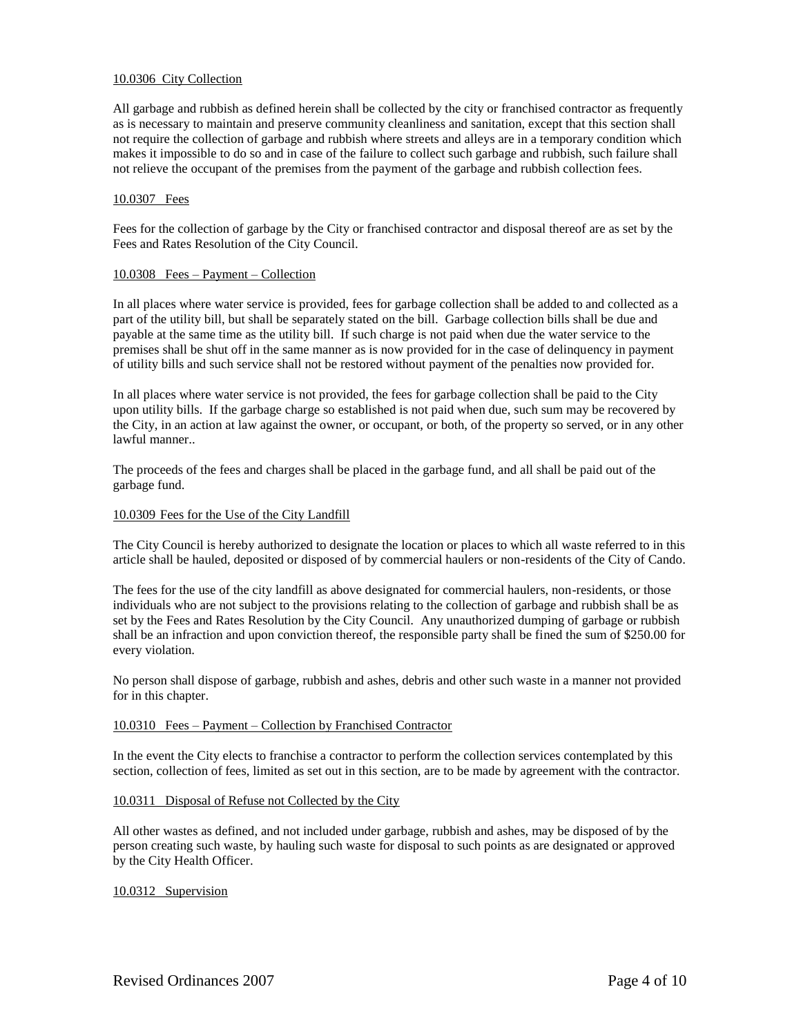### 10.0306 City Collection

All garbage and rubbish as defined herein shall be collected by the city or franchised contractor as frequently as is necessary to maintain and preserve community cleanliness and sanitation, except that this section shall not require the collection of garbage and rubbish where streets and alleys are in a temporary condition which makes it impossible to do so and in case of the failure to collect such garbage and rubbish, such failure shall not relieve the occupant of the premises from the payment of the garbage and rubbish collection fees.

### 10.0307 Fees

Fees for the collection of garbage by the City or franchised contractor and disposal thereof are as set by the Fees and Rates Resolution of the City Council.

### 10.0308 Fees – Payment – Collection

In all places where water service is provided, fees for garbage collection shall be added to and collected as a part of the utility bill, but shall be separately stated on the bill. Garbage collection bills shall be due and payable at the same time as the utility bill. If such charge is not paid when due the water service to the premises shall be shut off in the same manner as is now provided for in the case of delinquency in payment of utility bills and such service shall not be restored without payment of the penalties now provided for.

In all places where water service is not provided, the fees for garbage collection shall be paid to the City upon utility bills. If the garbage charge so established is not paid when due, such sum may be recovered by the City, in an action at law against the owner, or occupant, or both, of the property so served, or in any other lawful manner..

The proceeds of the fees and charges shall be placed in the garbage fund, and all shall be paid out of the garbage fund.

### 10.0309 Fees for the Use of the City Landfill

The City Council is hereby authorized to designate the location or places to which all waste referred to in this article shall be hauled, deposited or disposed of by commercial haulers or non-residents of the City of Cando.

The fees for the use of the city landfill as above designated for commercial haulers, non-residents, or those individuals who are not subject to the provisions relating to the collection of garbage and rubbish shall be as set by the Fees and Rates Resolution by the City Council. Any unauthorized dumping of garbage or rubbish shall be an infraction and upon conviction thereof, the responsible party shall be fined the sum of $250.00 for every violation.

No person shall dispose of garbage, rubbish and ashes, debris and other such waste in a manner not provided for in this chapter.

### 10.0310 Fees – Payment – Collection by Franchised Contractor

In the event the City elects to franchise a contractor to perform the collection services contemplated by this section, collection of fees, limited as set out in this section, are to be made by agreement with the contractor.

### 10.0311 Disposal of Refuse not Collected by the City

All other wastes as defined, and not included under garbage, rubbish and ashes, may be disposed of by the person creating such waste, by hauling such waste for disposal to such points as are designated or approved by the City Health Officer.

### 10.0312 Supervision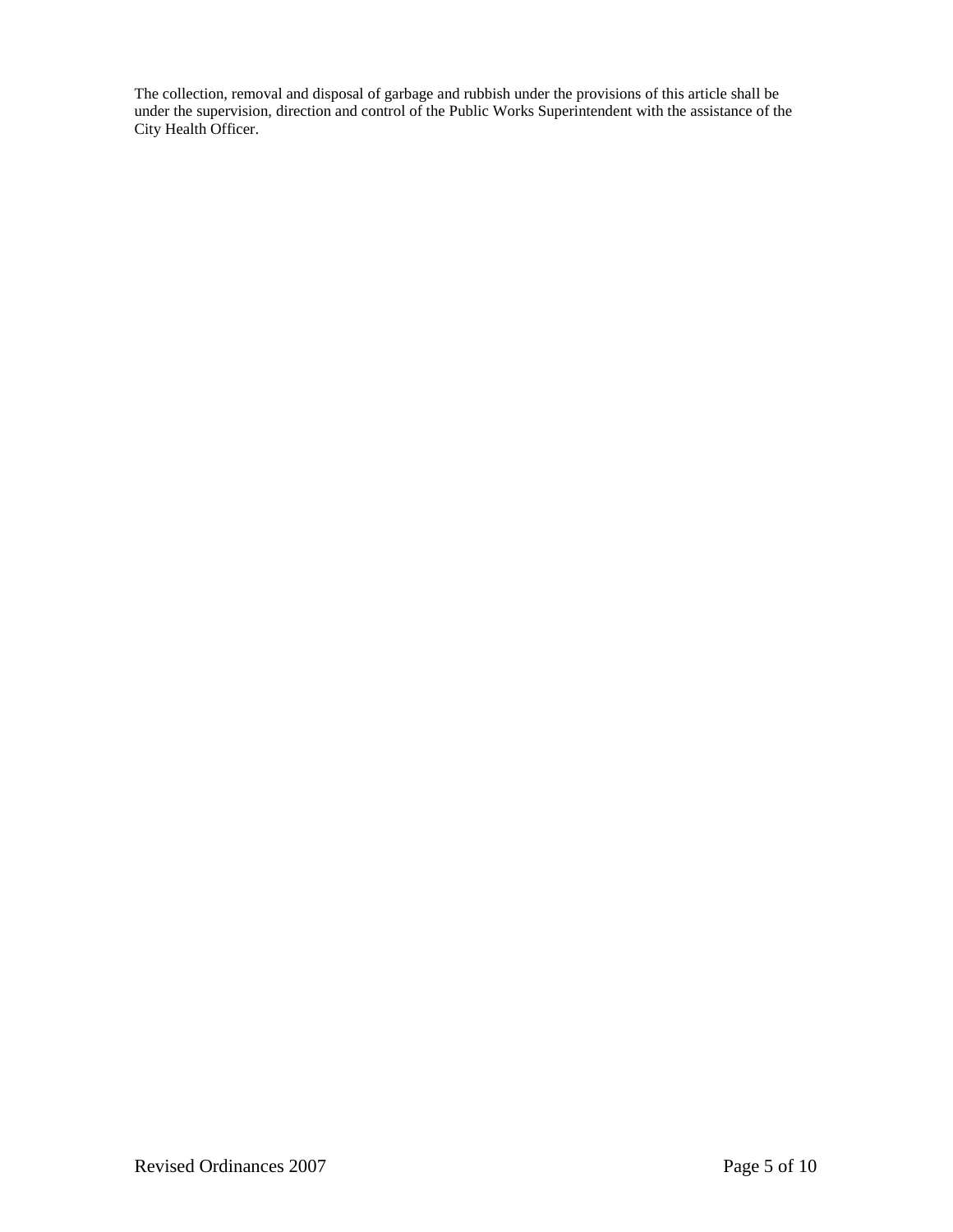The collection, removal and disposal of garbage and rubbish under the provisions of this article shall be under the supervision, direction and control of the Public Works Superintendent with the assistance of the City Health Officer.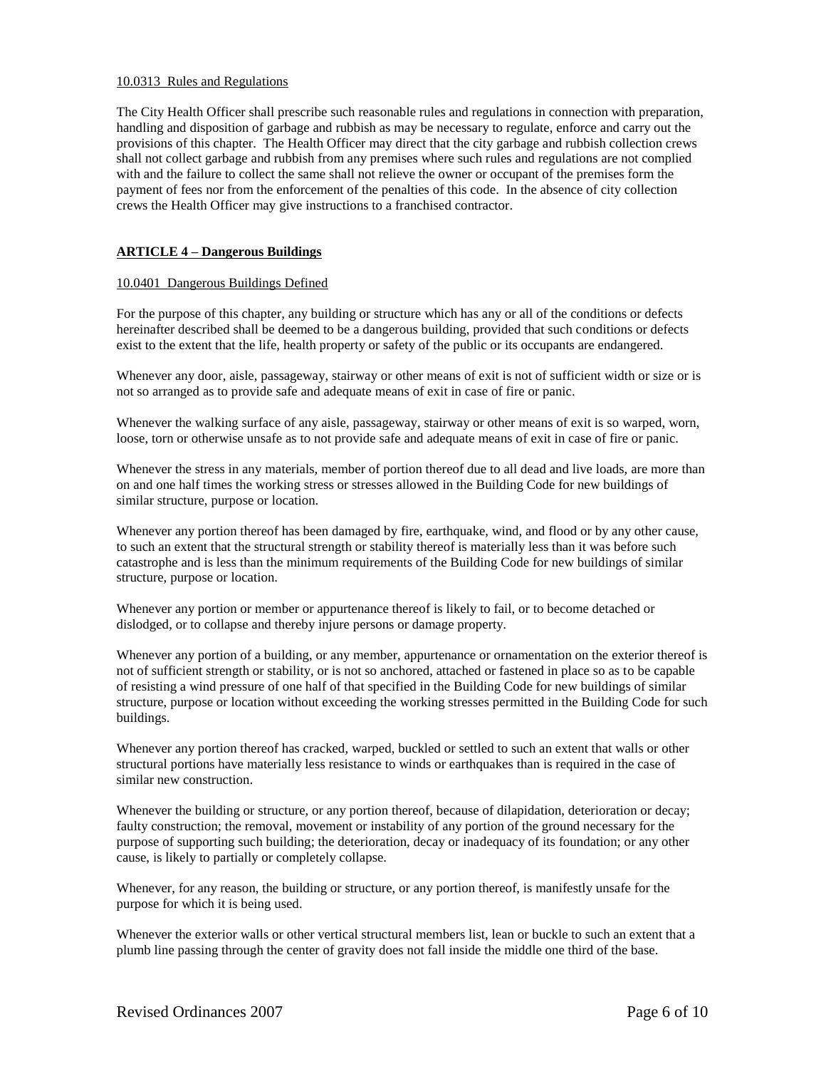10.0313 Rules and Regulations

The City Health Officer shall prescribe such reasonable rules and regulations in connection with preparation, handling and disposition of garbage and rubbish as may be necessary to regulate, enforce and carry out the provisions of this chapter. The Health Officer may direct that the city garbage and rubbish collection crews shall not collect garbage and rubbish from any premises where such rules and regulations are not complied with and the failure to collect the same shall not relieve the owner or occupant of the premises form the payment of fees nor from the enforcement of the penalties of this code. In the absence of city collection crews the Health Officer may give instructions to a franchised contractor.

## ARTICLE 4 – Dangerous Buildings

10.0401 Dangerous Buildings Defined

For the purpose of this chapter, any building or structure which has any or all of the conditions or defects hereinafter described shall be deemed to be a dangerous building, provided that such conditions or defects exist to the extent that the life, health property or safety of the public or its occupants are endangered.

Whenever any door, aisle, passageway, stairway or other means of exit is not of sufficient width or size or is not so arranged as to provide safe and adequate means of exit in case of fire or panic.

Whenever the walking surface of any aisle, passageway, stairway or other means of exit is so warped, worn, loose, torn or otherwise unsafe as to not provide safe and adequate means of exit in case of fire or panic.

Whenever the stress in any materials, member of portion thereof due to all dead and live loads, are more than on and one half times the working stress or stresses allowed in the Building Code for new buildings of similar structure, purpose or location.

Whenever any portion thereof has been damaged by fire, earthquake, wind, and flood or by any other cause, to such an extent that the structural strength or stability thereof is materially less than it was before such catastrophe and is less than the minimum requirements of the Building Code for new buildings of similar structure, purpose or location.

Whenever any portion or member or appurtenance thereof is likely to fail, or to become detached or dislodged, or to collapse and thereby injure persons or damage property.

Whenever any portion of a building, or any member, appurtenance or ornamentation on the exterior thereof is not of sufficient strength or stability, or is not so anchored, attached or fastened in place so as to be capable of resisting a wind pressure of one half of that specified in the Building Code for new buildings of similar structure, purpose or location without exceeding the working stresses permitted in the Building Code for such buildings.

Whenever any portion thereof has cracked, warped, buckled or settled to such an extent that walls or other structural portions have materially less resistance to winds or earthquakes than is required in the case of similar new construction.

Whenever the building or structure, or any portion thereof, because of dilapidation, deterioration or decay; faulty construction; the removal, movement or instability of any portion of the ground necessary for the purpose of supporting such building; the deterioration, decay or inadequacy of its foundation; or any other cause, is likely to partially or completely collapse.

Whenever, for any reason, the building or structure, or any portion thereof, is manifestly unsafe for the purpose for which it is being used.

Whenever the exterior walls or other vertical structural members list, lean or buckle to such an extent that a plumb line passing through the center of gravity does not fall inside the middle one third of the base.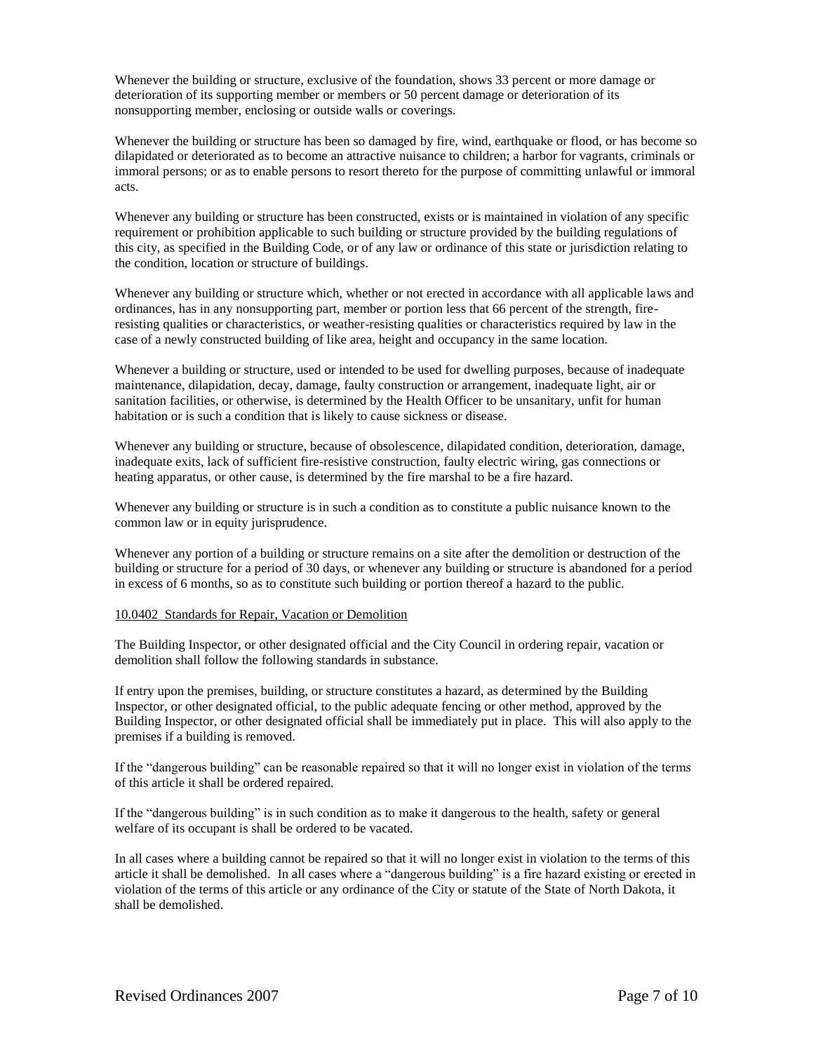Whenever the building or structure, exclusive of the foundation, shows 33 percent or more damage or deterioration of its supporting member or members or 50 percent damage or deterioration of its nonsupporting member, enclosing or outside walls or coverings.

Whenever the building or structure has been so damaged by fire, wind, earthquake or flood, or has become so dilapidated or deteriorated as to become an attractive nuisance to children; a harbor for vagrants, criminals or immoral persons; or as to enable persons to resort thereto for the purpose of committing unlawful or immoral acts.

Whenever any building or structure has been constructed, exists or is maintained in violation of any specific requirement or prohibition applicable to such building or structure provided by the building regulations of this city, as specified in the Building Code, or of any law or ordinance of this state or jurisdiction relating to the condition, location or structure of buildings.

Whenever any building or structure which, whether or not erected in accordance with all applicable laws and ordinances, has in any nonsupporting part, member or portion less that 66 percent of the strength, fire-resisting qualities or characteristics, or weather-resisting qualities or characteristics required by law in the case of a newly constructed building of like area, height and occupancy in the same location.

Whenever a building or structure, used or intended to be used for dwelling purposes, because of inadequate maintenance, dilapidation, decay, damage, faulty construction or arrangement, inadequate light, air or sanitation facilities, or otherwise, is determined by the Health Officer to be unsanitary, unfit for human habitation or is such a condition that is likely to cause sickness or disease.

Whenever any building or structure, because of obsolescence, dilapidated condition, deterioration, damage, inadequate exits, lack of sufficient fire-resistive construction, faulty electric wiring, gas connections or heating apparatus, or other cause, is determined by the fire marshal to be a fire hazard.

Whenever any building or structure is in such a condition as to constitute a public nuisance known to the common law or in equity jurisprudence.

Whenever any portion of a building or structure remains on a site after the demolition or destruction of the building or structure for a period of 30 days, or whenever any building or structure is abandoned for a period in excess of 6 months, so as to constitute such building or portion thereof a hazard to the public.

10.0402 Standards for Repair, Vacation or Demolition

The Building Inspector, or other designated official and the City Council in ordering repair, vacation or demolition shall follow the following standards in substance.

If entry upon the premises, building, or structure constitutes a hazard, as determined by the Building Inspector, or other designated official, to the public adequate fencing or other method, approved by the Building Inspector, or other designated official shall be immediately put in place. This will also apply to the premises if a building is removed.

If the "dangerous building" can be reasonable repaired so that it will no longer exist in violation of the terms of this article it shall be ordered repaired.

If the "dangerous building" is in such condition as to make it dangerous to the health, safety or general welfare of its occupant is shall be ordered to be vacated.

In all cases where a building cannot be repaired so that it will no longer exist in violation to the terms of this article it shall be demolished. In all cases where a "dangerous building" is a fire hazard existing or erected in violation of the terms of this article or any ordinance of the City or statute of the State of North Dakota, it shall be demolished.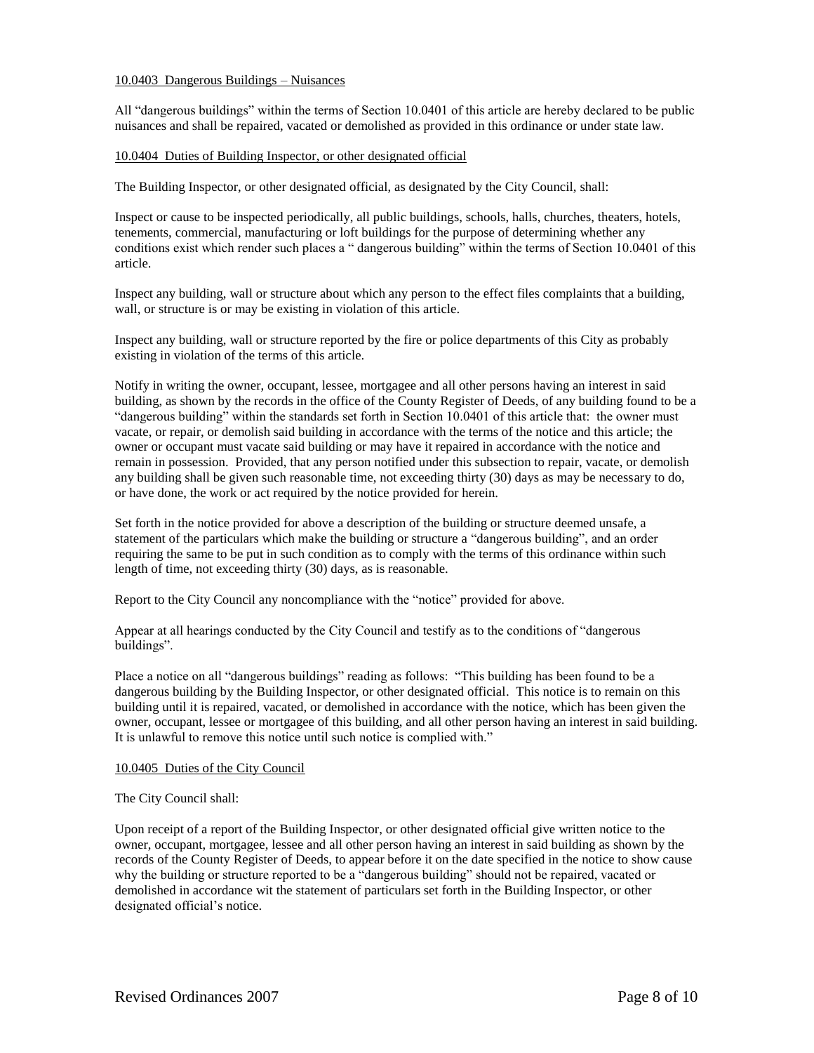10.0403 Dangerous Buildings – Nuisances

All "dangerous buildings" within the terms of Section 10.0401 of this article are hereby declared to be public nuisances and shall be repaired, vacated or demolished as provided in this ordinance or under state law.

10.0404 Duties of Building Inspector, or other designated official

The Building Inspector, or other designated official, as designated by the City Council, shall:

Inspect or cause to be inspected periodically, all public buildings, schools, halls, churches, theaters, hotels, tenements, commercial, manufacturing or loft buildings for the purpose of determining whether any conditions exist which render such places a " dangerous building" within the terms of Section 10.0401 of this article.

Inspect any building, wall or structure about which any person to the effect files complaints that a building, wall, or structure is or may be existing in violation of this article.

Inspect any building, wall or structure reported by the fire or police departments of this City as probably existing in violation of the terms of this article.

Notify in writing the owner, occupant, lessee, mortgagee and all other persons having an interest in said building, as shown by the records in the office of the County Register of Deeds, of any building found to be a "dangerous building" within the standards set forth in Section 10.0401 of this article that: the owner must vacate, or repair, or demolish said building in accordance with the terms of the notice and this article; the owner or occupant must vacate said building or may have it repaired in accordance with the notice and remain in possession. Provided, that any person notified under this subsection to repair, vacate, or demolish any building shall be given such reasonable time, not exceeding thirty (30) days as may be necessary to do, or have done, the work or act required by the notice provided for herein.

Set forth in the notice provided for above a description of the building or structure deemed unsafe, a statement of the particulars which make the building or structure a "dangerous building", and an order requiring the same to be put in such condition as to comply with the terms of this ordinance within such length of time, not exceeding thirty (30) days, as is reasonable.

Report to the City Council any noncompliance with the "notice" provided for above.

Appear at all hearings conducted by the City Council and testify as to the conditions of "dangerous buildings".

Place a notice on all "dangerous buildings" reading as follows: "This building has been found to be a dangerous building by the Building Inspector, or other designated official. This notice is to remain on this building until it is repaired, vacated, or demolished in accordance with the notice, which has been given the owner, occupant, lessee or mortgagee of this building, and all other person having an interest in said building. It is unlawful to remove this notice until such notice is complied with."

10.0405 Duties of the City Council

The City Council shall:

Upon receipt of a report of the Building Inspector, or other designated official give written notice to the owner, occupant, mortgagee, lessee and all other person having an interest in said building as shown by the records of the County Register of Deeds, to appear before it on the date specified in the notice to show cause why the building or structure reported to be a "dangerous building" should not be repaired, vacated or demolished in accordance wit the statement of particulars set forth in the Building Inspector, or other designated official's notice.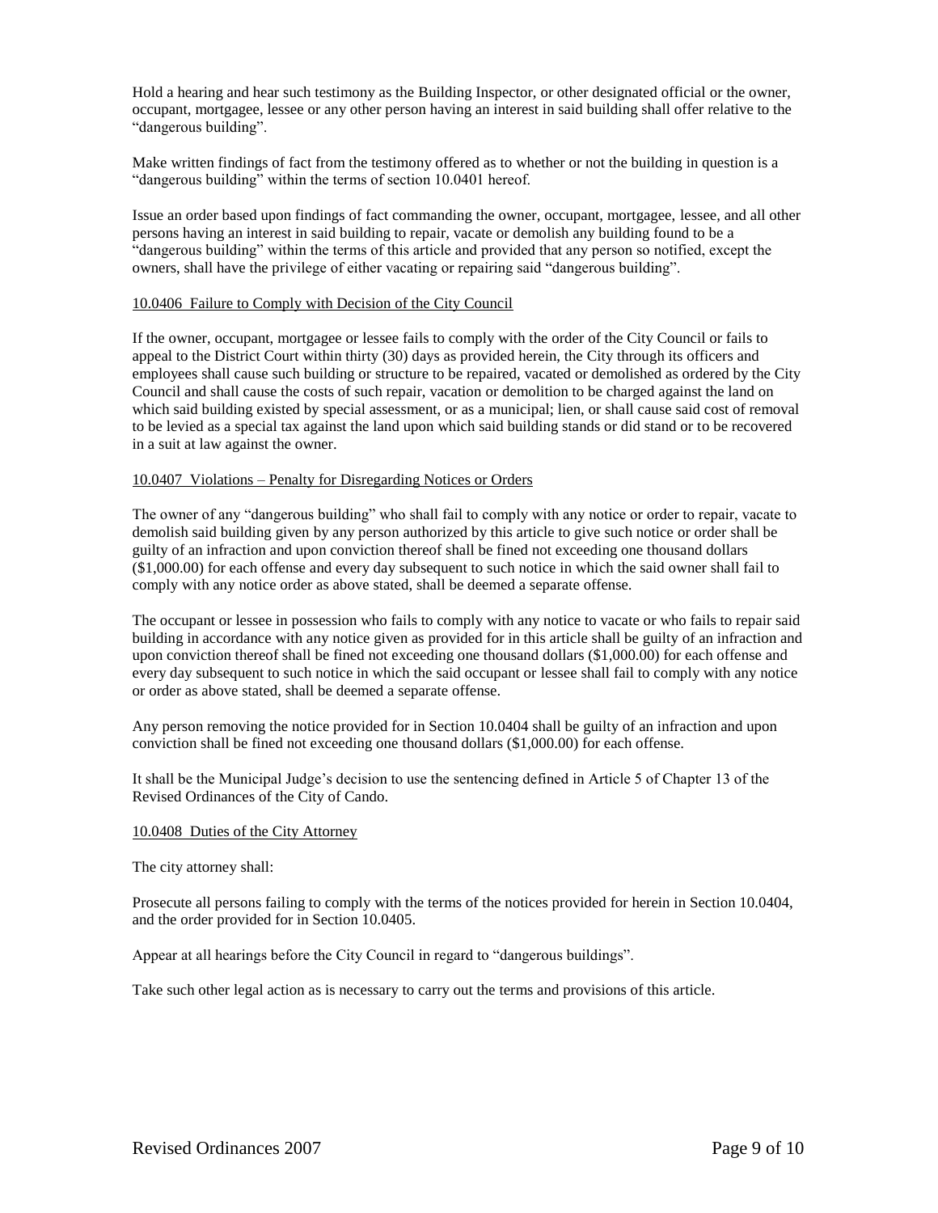Hold a hearing and hear such testimony as the Building Inspector, or other designated official or the owner, occupant, mortgagee, lessee or any other person having an interest in said building shall offer relative to the "dangerous building".

Make written findings of fact from the testimony offered as to whether or not the building in question is a "dangerous building" within the terms of section 10.0401 hereof.

Issue an order based upon findings of fact commanding the owner, occupant, mortgagee, lessee, and all other persons having an interest in said building to repair, vacate or demolish any building found to be a "dangerous building" within the terms of this article and provided that any person so notified, except the owners, shall have the privilege of either vacating or repairing said "dangerous building".

## 10.0406 Failure to Comply with Decision of the City Council

If the owner, occupant, mortgagee or lessee fails to comply with the order of the City Council or fails to appeal to the District Court within thirty (30) days as provided herein, the City through its officers and employees shall cause such building or structure to be repaired, vacated or demolished as ordered by the City Council and shall cause the costs of such repair, vacation or demolition to be charged against the land on which said building existed by special assessment, or as a municipal; lien, or shall cause said cost of removal to be levied as a special tax against the land upon which said building stands or did stand or to be recovered in a suit at law against the owner.

## 10.0407 Violations – Penalty for Disregarding Notices or Orders

The owner of any "dangerous building" who shall fail to comply with any notice or order to repair, vacate to demolish said building given by any person authorized by this article to give such notice or order shall be guilty of an infraction and upon conviction thereof shall be fined not exceeding one thousand dollars ($1,000.00) for each offense and every day subsequent to such notice in which the said owner shall fail to comply with any notice order as above stated, shall be deemed a separate offense.

The occupant or lessee in possession who fails to comply with any notice to vacate or who fails to repair said building in accordance with any notice given as provided for in this article shall be guilty of an infraction and upon conviction thereof shall be fined not exceeding one thousand dollars ($1,000.00) for each offense and every day subsequent to such notice in which the said occupant or lessee shall fail to comply with any notice or order as above stated, shall be deemed a separate offense.

Any person removing the notice provided for in Section 10.0404 shall be guilty of an infraction and upon conviction shall be fined not exceeding one thousand dollars ($1,000.00) for each offense.

It shall be the Municipal Judge's decision to use the sentencing defined in Article 5 of Chapter 13 of the Revised Ordinances of the City of Cando.

## 10.0408 Duties of the City Attorney

The city attorney shall:

Prosecute all persons failing to comply with the terms of the notices provided for herein in Section 10.0404, and the order provided for in Section 10.0405.

Appear at all hearings before the City Council in regard to "dangerous buildings".

Take such other legal action as is necessary to carry out the terms and provisions of this article.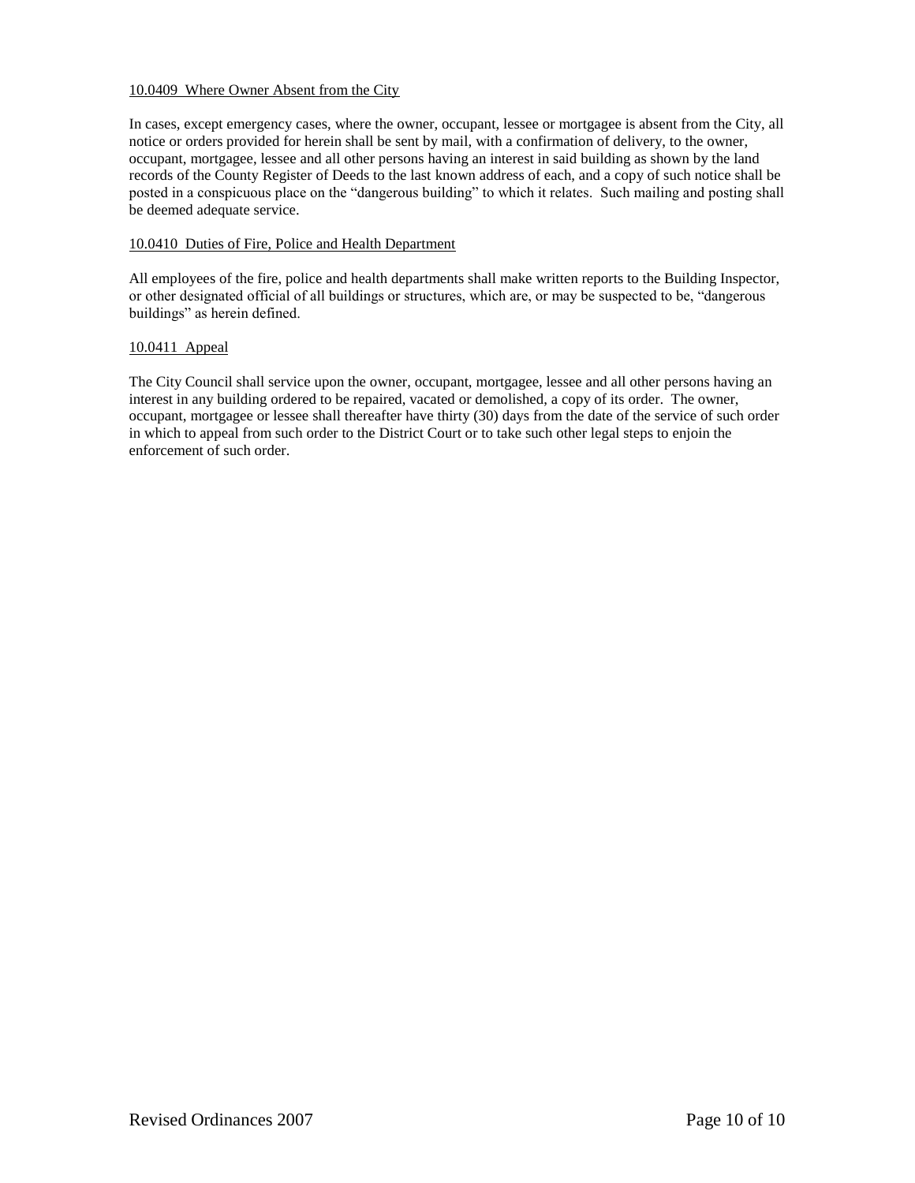<u>10.0409 Where Owner Absent from the City</u>

In cases, except emergency cases, where the owner, occupant, lessee or mortgagee is absent from the City, all notice or orders provided for herein shall be sent by mail, with a confirmation of delivery, to the owner, occupant, mortgagee, lessee and all other persons having an interest in said building as shown by the land records of the County Register of Deeds to the last known address of each, and a copy of such notice shall be posted in a conspicuous place on the "dangerous building" to which it relates. Such mailing and posting shall be deemed adequate service.

<u>10.0410 Duties of Fire, Police and Health Department</u>

All employees of the fire, police and health departments shall make written reports to the Building Inspector, or other designated official of all buildings or structures, which are, or may be suspected to be, "dangerous buildings" as herein defined.

<u>10.0411 Appeal</u>

The City Council shall service upon the owner, occupant, mortgagee, lessee and all other persons having an interest in any building ordered to be repaired, vacated or demolished, a copy of its order. The owner, occupant, mortgagee or lessee shall thereafter have thirty (30) days from the date of the service of such order in which to appeal from such order to the District Court or to take such other legal steps to enjoin the enforcement of such order.